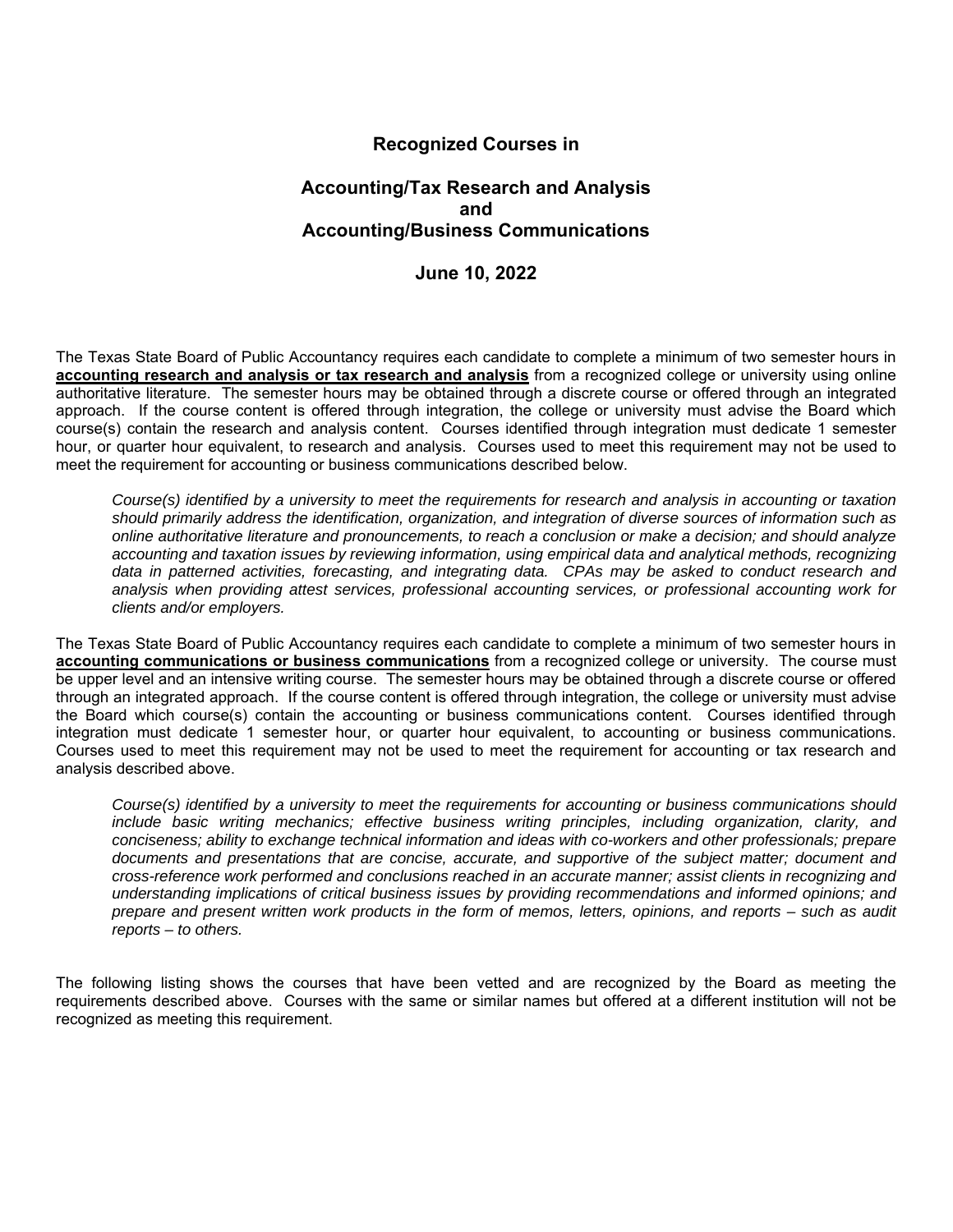# Recognized Courses in

## Accounting/Tax Research and Analysis and Accounting/Business Communications

### June 10, 2022

The Texas State Board of Public Accountancy requires each candidate to complete a minimum of two semester hours in **accounting research and analysis or tax research and analysis** from a recognized college or university using online authoritative literature. The semester hours may be obtained through a discrete course or offered through an integrated approach. If the course content is offered through integration, the college or university must advise the Board which course(s) contain the research and analysis content. Courses identified through integration must dedicate 1 semester hour, or quarter hour equivalent, to research and analysis. Courses used to meet this requirement may not be used to meet the requirement for accounting or business communications described below.

> *Course(s) identified by a university to meet the requirements for research and analysis in accounting or taxation should primarily address the identification, organization, and integration of diverse sources of information such as online authoritative literature and pronouncements, to reach a conclusion or make a decision; and should analyze accounting and taxation issues by reviewing information, using empirical data and analytical methods, recognizing data in patterned activities, forecasting, and integrating data. CPAs may be asked to conduct research and analysis when providing attest services, professional accounting services, or professional accounting work for clients and/or employers.*

The Texas State Board of Public Accountancy requires each candidate to complete a minimum of two semester hours in **accounting communications or business communications** from a recognized college or university. The course must be upper level and an intensive writing course. The semester hours may be obtained through a discrete course or offered through an integrated approach. If the course content is offered through integration, the college or university must advise the Board which course(s) contain the accounting or business communications content. Courses identified through integration must dedicate 1 semester hour, or quarter hour equivalent, to accounting or business communications. Courses used to meet this requirement may not be used to meet the requirement for accounting or tax research and analysis described above.

> *Course(s) identified by a university to meet the requirements for accounting or business communications should include basic writing mechanics; effective business writing principles, including organization, clarity, and conciseness; ability to exchange technical information and ideas with co-workers and other professionals; prepare documents and presentations that are concise, accurate, and supportive of the subject matter; document and cross-reference work performed and conclusions reached in an accurate manner; assist clients in recognizing and understanding implications of critical business issues by providing recommendations and informed opinions; and prepare and present written work products in the form of memos, letters, opinions, and reports – such as audit reports – to others.*

The following listing shows the courses that have been vetted and are recognized by the Board as meeting the requirements described above. Courses with the same or similar names but offered at a different institution will not be recognized as meeting this requirement.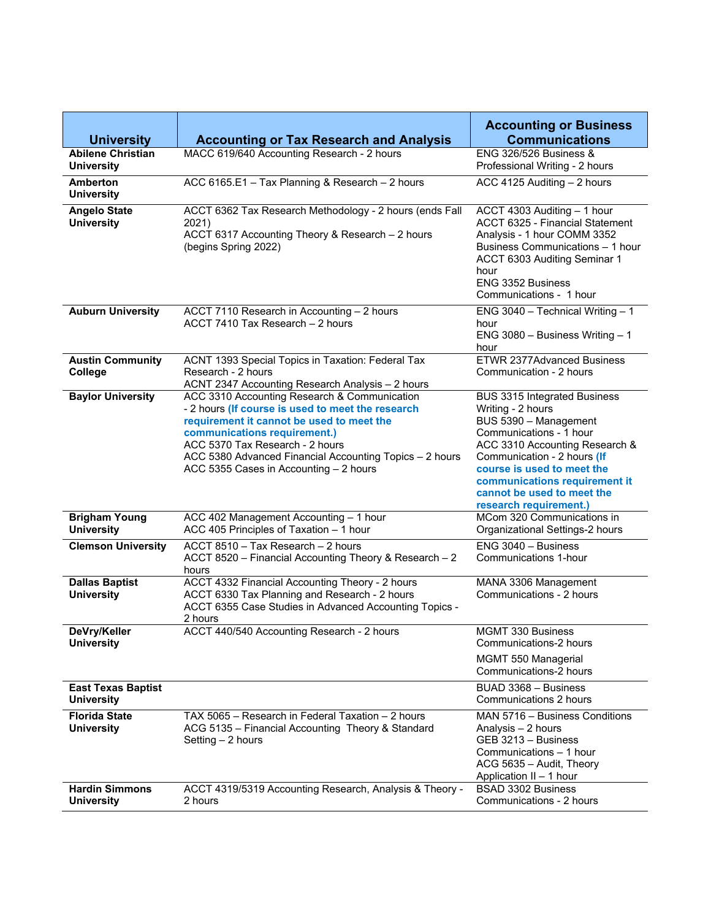| University | Accounting or Tax Research and Analysis | Accounting or Business Communications |
|---|---|---|
| **Abilene Christian University** | MACC 619/640 Accounting Research - 2 hours | ENG 326/526 Business & Professional Writing - 2 hours |
| **Amberton University** | ACC 6165.E1 – Tax Planning & Research – 2 hours | ACC 4125 Auditing – 2 hours |
| **Angelo State University** | ACCT 6362 Tax Research Methodology - 2 hours (ends Fall 2021)<br>ACCT 6317 Accounting Theory & Research – 2 hours (begins Spring 2022) | ACCT 4303 Auditing – 1 hour<br>ACCT 6325 - Financial Statement Analysis - 1 hour COMM 3352 Business Communications – 1 hour<br>ACCT 6303 Auditing Seminar 1 hour<br>ENG 3352 Business Communications - 1 hour |
| **Auburn University** | ACCT 7110 Research in Accounting – 2 hours<br>ACCT 7410 Tax Research – 2 hours | ENG 3040 – Technical Writing – 1 hour<br>ENG 3080 – Business Writing – 1 hour |
| **Austin Community College** | ACNT 1393 Special Topics in Taxation: Federal Tax Research - 2 hours<br>ACNT 2347 Accounting Research Analysis – 2 hours | ETWR 2377Advanced Business Communication - 2 hours |
| **Baylor University** | ACC 3310 Accounting Research & Communication - 2 hours **(If course is used to meet the research requirement it cannot be used to meet the communications requirement.)**<br>ACC 5370 Tax Research - 2 hours<br>ACC 5380 Advanced Financial Accounting Topics – 2 hours<br>ACC 5355 Cases in Accounting – 2 hours | BUS 3315 Integrated Business Writing - 2 hours<br>BUS 5390 – Management Communications - 1 hour<br>ACC 3310 Accounting Research & Communication - 2 hours **(If course is used to meet the communications requirement it cannot be used to meet the research requirement.)** |
| **Brigham Young University** | ACC 402 Management Accounting – 1 hour<br>ACC 405 Principles of Taxation – 1 hour | MCom 320 Communications in Organizational Settings-2 hours |
| **Clemson University** | ACCT 8510 – Tax Research – 2 hours<br>ACCT 8520 – Financial Accounting Theory & Research – 2 hours | ENG 3040 – Business Communications 1-hour |
| **Dallas Baptist University** | ACCT 4332 Financial Accounting Theory - 2 hours<br>ACCT 6330 Tax Planning and Research - 2 hours<br>ACCT 6355 Case Studies in Advanced Accounting Topics - 2 hours | MANA 3306 Management Communications - 2 hours |
| **DeVry/Keller University** | ACCT 440/540 Accounting Research - 2 hours | MGMT 330 Business Communications-2 hours<br>MGMT 550 Managerial Communications-2 hours |
| **East Texas Baptist University** | | BUAD 3368 – Business Communications 2 hours |
| **Florida State University** | TAX 5065 – Research in Federal Taxation – 2 hours<br>ACG 5135 – Financial Accounting Theory & Standard Setting – 2 hours | MAN 5716 – Business Conditions Analysis – 2 hours<br>GEB 3213 – Business Communications – 1 hour<br>ACG 5635 – Audit, Theory Application II – 1 hour |
| **Hardin Simmons University** | ACCT 4319/5319 Accounting Research, Analysis & Theory - 2 hours | BSAD 3302 Business Communications - 2 hours |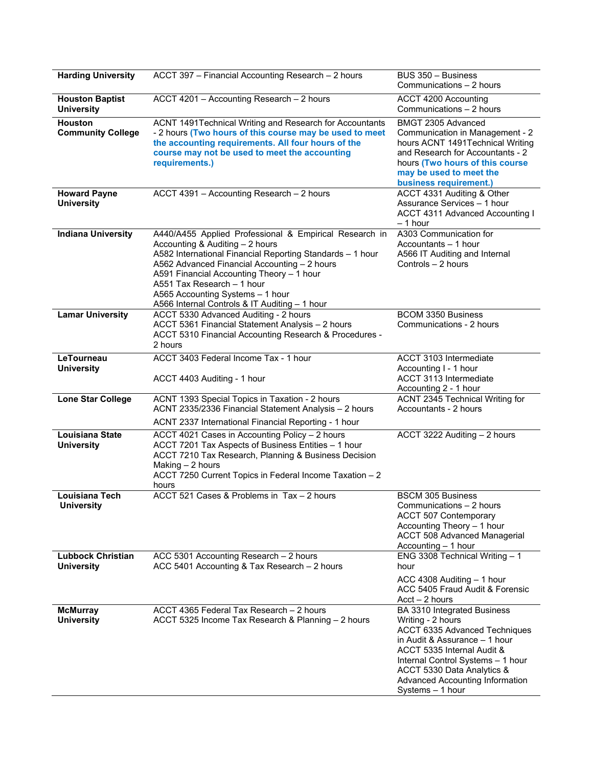| | | |
|---|---|---|
| **Harding University** | ACCT 397 – Financial Accounting Research – 2 hours | BUS 350 – Business Communications – 2 hours |
| **Houston Baptist University** | ACCT 4201 – Accounting Research – 2 hours | ACCT 4200 Accounting Communications – 2 hours |
| **Houston Community College** | ACNT 1491Technical Writing and Research for Accountants - 2 hours **(Two hours of this course may be used to meet the accounting requirements. All four hours of the course may not be used to meet the accounting requirements.)** | BMGT 2305 Advanced Communication in Management - 2 hours ACNT 1491Technical Writing and Research for Accountants - 2 hours **(Two hours of this course may be used to meet the business requirement.)** |
| **Howard Payne University** | ACCT 4391 – Accounting Research – 2 hours | ACCT 4331 Auditing & Other Assurance Services – 1 hour<br>ACCT 4311 Advanced Accounting I – 1 hour |
| **Indiana University** | A440/A455 Applied Professional & Empirical Research in Accounting & Auditing – 2 hours<br>A582 International Financial Reporting Standards – 1 hour<br>A562 Advanced Financial Accounting – 2 hours<br>A591 Financial Accounting Theory – 1 hour<br>A551 Tax Research – 1 hour<br>A565 Accounting Systems – 1 hour<br>A566 Internal Controls & IT Auditing – 1 hour | A303 Communication for Accountants – 1 hour<br>A566 IT Auditing and Internal Controls – 2 hours |
| **Lamar University** | ACCT 5330 Advanced Auditing - 2 hours<br>ACCT 5361 Financial Statement Analysis – 2 hours<br>ACCT 5310 Financial Accounting Research & Procedures - 2 hours | BCOM 3350 Business Communications - 2 hours |
| **LeTourneau University** | ACCT 3403 Federal Income Tax - 1 hour<br><br>ACCT 4403 Auditing - 1 hour | ACCT 3103 Intermediate Accounting I - 1 hour<br>ACCT 3113 Intermediate Accounting 2 - 1 hour |
| **Lone Star College** | ACNT 1393 Special Topics in Taxation - 2 hours<br>ACNT 2335/2336 Financial Statement Analysis – 2 hours<br>ACNT 2337 International Financial Reporting - 1 hour | ACNT 2345 Technical Writing for Accountants - 2 hours |
| **Louisiana State University** | ACCT 4021 Cases in Accounting Policy – 2 hours<br>ACCT 7201 Tax Aspects of Business Entities – 1 hour<br>ACCT 7210 Tax Research, Planning & Business Decision Making – 2 hours<br>ACCT 7250 Current Topics in Federal Income Taxation – 2 hours | ACCT 3222 Auditing – 2 hours |
| **Louisiana Tech University** | ACCT 521 Cases & Problems in Tax – 2 hours | BSCM 305 Business Communications – 2 hours<br>ACCT 507 Contemporary Accounting Theory – 1 hour<br>ACCT 508 Advanced Managerial Accounting – 1 hour |
| **Lubbock Christian University** | ACC 5301 Accounting Research – 2 hours<br>ACC 5401 Accounting & Tax Research – 2 hours | ENG 3308 Technical Writing – 1 hour<br><br>ACC 4308 Auditing – 1 hour<br>ACC 5405 Fraud Audit & Forensic Acct – 2 hours |
| **McMurray University** | ACCT 4365 Federal Tax Research – 2 hours<br>ACCT 5325 Income Tax Research & Planning – 2 hours | BA 3310 Integrated Business Writing - 2 hours<br>ACCT 6335 Advanced Techniques in Audit & Assurance – 1 hour<br>ACCT 5335 Internal Audit & Internal Control Systems – 1 hour<br>ACCT 5330 Data Analytics & Advanced Accounting Information Systems – 1 hour |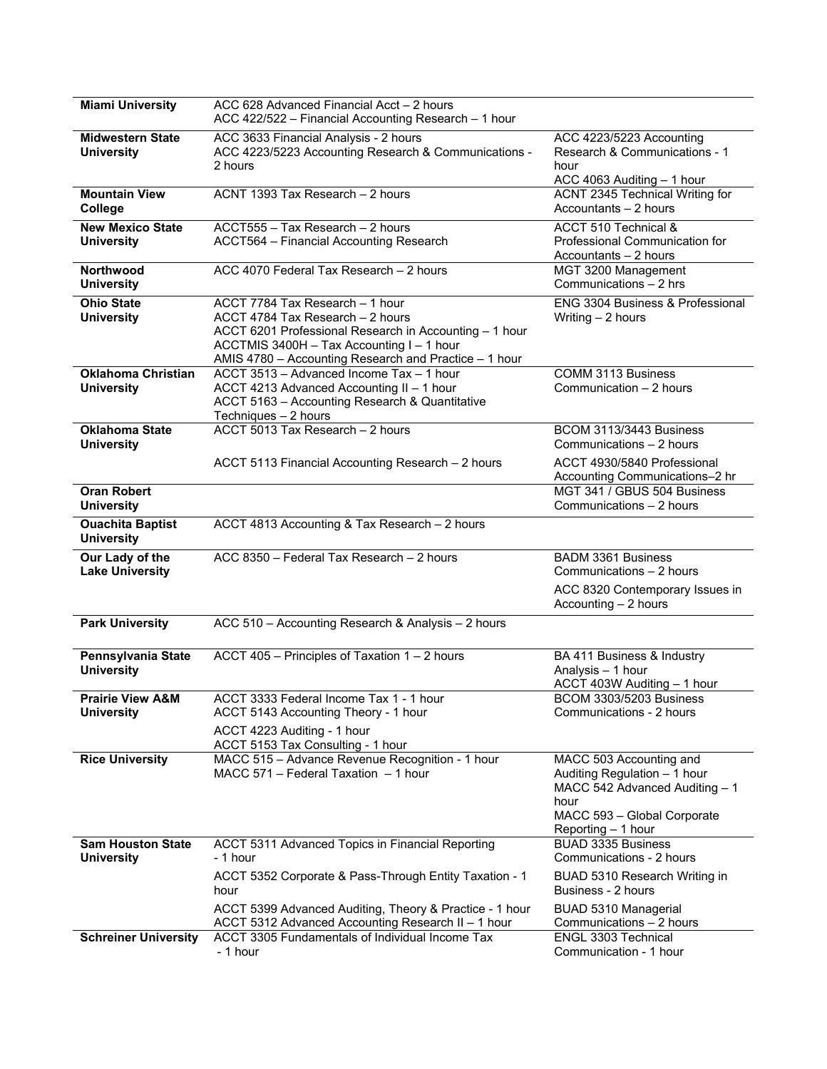| | | |
|---|---|---|
| **Miami University** | ACC 628 Advanced Financial Acct – 2 hours<br>ACC 422/522 – Financial Accounting Research – 1 hour | |
| **Midwestern State University** | ACC 3633 Financial Analysis - 2 hours<br>ACC 4223/5223 Accounting Research & Communications - 2 hours | ACC 4223/5223 Accounting Research & Communications - 1 hour<br>ACC 4063 Auditing – 1 hour |
| **Mountain View College** | ACNT 1393 Tax Research – 2 hours | ACNT 2345 Technical Writing for Accountants – 2 hours |
| **New Mexico State University** | ACCT555 – Tax Research – 2 hours<br>ACCT564 – Financial Accounting Research | ACCT 510 Technical & Professional Communication for Accountants – 2 hours |
| **Northwood University** | ACC 4070 Federal Tax Research – 2 hours | MGT 3200 Management Communications – 2 hrs |
| **Ohio State University** | ACCT 7784 Tax Research – 1 hour<br>ACCT 4784 Tax Research – 2 hours<br>ACCT 6201 Professional Research in Accounting – 1 hour<br>ACCTMIS 3400H – Tax Accounting I – 1 hour<br>AMIS 4780 – Accounting Research and Practice – 1 hour | ENG 3304 Business & Professional Writing – 2 hours |
| **Oklahoma Christian University** | ACCT 3513 – Advanced Income Tax – 1 hour<br>ACCT 4213 Advanced Accounting II – 1 hour<br>ACCT 5163 – Accounting Research & Quantitative Techniques – 2 hours | COMM 3113 Business Communication – 2 hours |
| **Oklahoma State University** | ACCT 5013 Tax Research – 2 hours | BCOM 3113/3443 Business Communications – 2 hours |
| | ACCT 5113 Financial Accounting Research – 2 hours | ACCT 4930/5840 Professional Accounting Communications–2 hr |
| **Oran Robert University** | | MGT 341 / GBUS 504 Business Communications – 2 hours |
| **Ouachita Baptist University** | ACCT 4813 Accounting & Tax Research – 2 hours | |
| **Our Lady of the Lake University** | ACC 8350 – Federal Tax Research – 2 hours | BADM 3361 Business Communications – 2 hours<br>ACC 8320 Contemporary Issues in Accounting – 2 hours |
| **Park University** | ACC 510 – Accounting Research & Analysis – 2 hours | |
| **Pennsylvania State University** | ACCT 405 – Principles of Taxation 1 – 2 hours | BA 411 Business & Industry Analysis – 1 hour<br>ACCT 403W Auditing – 1 hour |
| **Prairie View A&M University** | ACCT 3333 Federal Income Tax 1 - 1 hour<br>ACCT 5143 Accounting Theory - 1 hour<br>ACCT 4223 Auditing - 1 hour<br>ACCT 5153 Tax Consulting - 1 hour | BCOM 3303/5203 Business Communications - 2 hours |
| **Rice University** | MACC 515 – Advance Revenue Recognition - 1 hour<br>MACC 571 – Federal Taxation – 1 hour | MACC 503 Accounting and Auditing Regulation – 1 hour<br>MACC 542 Advanced Auditing – 1 hour<br>MACC 593 – Global Corporate Reporting – 1 hour |
| **Sam Houston State University** | ACCT 5311 Advanced Topics in Financial Reporting - 1 hour | BUAD 3335 Business Communications - 2 hours |
| | ACCT 5352 Corporate & Pass-Through Entity Taxation - 1 hour | BUAD 5310 Research Writing in Business - 2 hours |
| | ACCT 5399 Advanced Auditing, Theory & Practice - 1 hour<br>ACCT 5312 Advanced Accounting Research II – 1 hour | BUAD 5310 Managerial Communications – 2 hours |
| **Schreiner University** | ACCT 3305 Fundamentals of Individual Income Tax - 1 hour | ENGL 3303 Technical Communication - 1 hour |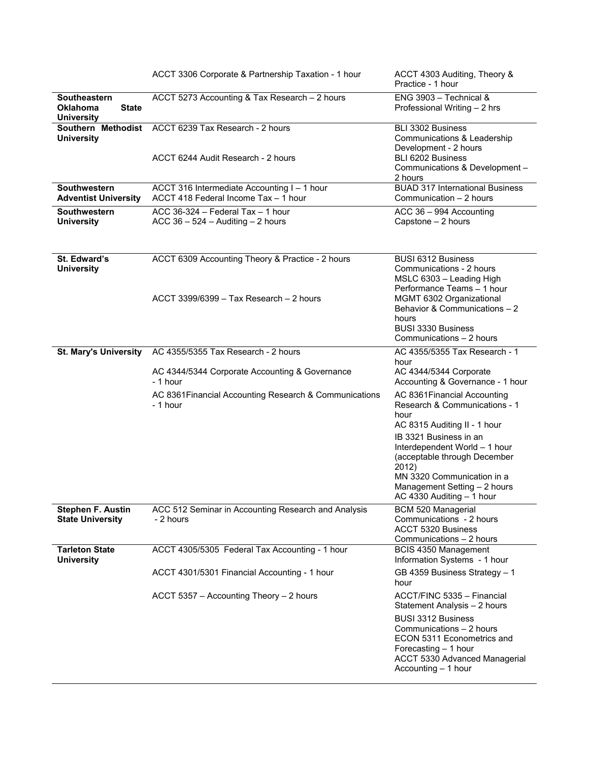| | | |
|---|---|---|
| | ACCT 3306 Corporate & Partnership Taxation - 1 hour | ACCT 4303 Auditing, Theory & Practice - 1 hour |
| **Southeastern Oklahoma State University** | ACCT 5273 Accounting & Tax Research – 2 hours | ENG 3903 – Technical & Professional Writing – 2 hrs |
| **Southern Methodist University** | ACCT 6239 Tax Research - 2 hours<br><br>ACCT 6244 Audit Research - 2 hours | BLI 3302 Business Communications & Leadership Development - 2 hours<br>BLI 6202 Business Communications & Development – 2 hours |
| **Southwestern Adventist University** | ACCT 316 Intermediate Accounting I – 1 hour<br>ACCT 418 Federal Income Tax – 1 hour | BUAD 317 International Business Communication – 2 hours |
| **Southwestern University** | ACC 36-324 – Federal Tax – 1 hour<br>ACC 36 – 524 – Auditing – 2 hours | ACC 36 – 994 Accounting Capstone – 2 hours |
| **St. Edward's University** | ACCT 6309 Accounting Theory & Practice - 2 hours<br><br>ACCT 3399/6399 – Tax Research – 2 hours | BUSI 6312 Business Communications - 2 hours<br>MSLC 6303 – Leading High Performance Teams – 1 hour<br>MGMT 6302 Organizational Behavior & Communications – 2 hours<br>BUSI 3330 Business Communications – 2 hours |
| **St. Mary's University** | AC 4355/5355 Tax Research - 2 hours<br><br>AC 4344/5344 Corporate Accounting & Governance - 1 hour<br><br>AC 8361Financial Accounting Research & Communications - 1 hour | AC 4355/5355 Tax Research - 1 hour<br>AC 4344/5344 Corporate Accounting & Governance - 1 hour<br>AC 8361Financial Accounting Research & Communications - 1 hour<br>AC 8315 Auditing II - 1 hour<br>IB 3321 Business in an Interdependent World – 1 hour (acceptable through December 2012)<br>MN 3320 Communication in a Management Setting – 2 hours<br>AC 4330 Auditing – 1 hour |
| **Stephen F. Austin State University** | ACC 512 Seminar in Accounting Research and Analysis - 2 hours | BCM 520 Managerial Communications - 2 hours<br>ACCT 5320 Business Communications – 2 hours |
| **Tarleton State University** | ACCT 4305/5305 Federal Tax Accounting - 1 hour<br><br>ACCT 4301/5301 Financial Accounting - 1 hour<br><br>ACCT 5357 – Accounting Theory – 2 hours | BCIS 4350 Management Information Systems - 1 hour<br>GB 4359 Business Strategy – 1 hour<br>ACCT/FINC 5335 – Financial Statement Analysis – 2 hours<br>BUSI 3312 Business Communications – 2 hours<br>ECON 5311 Econometrics and Forecasting – 1 hour<br>ACCT 5330 Advanced Managerial Accounting – 1 hour |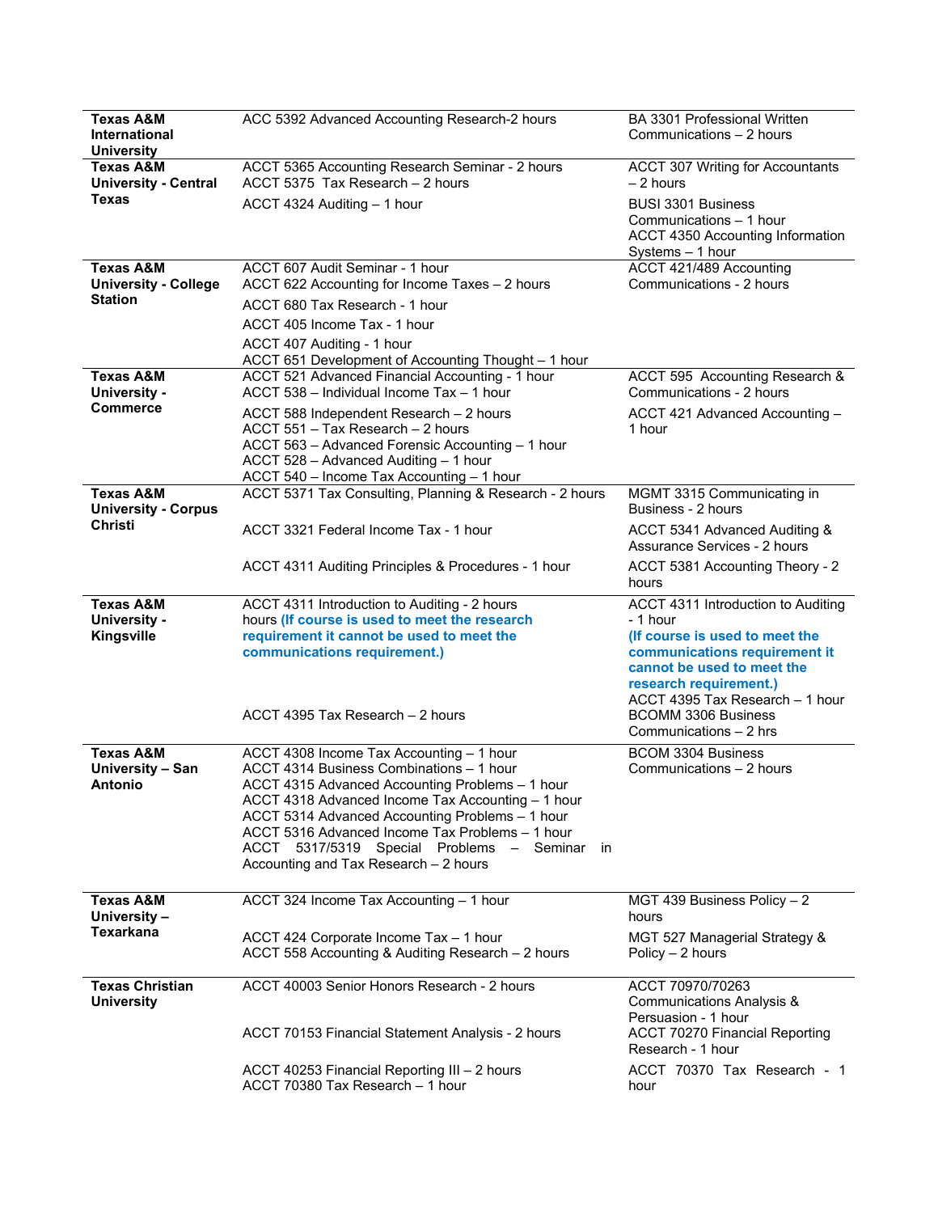| | | |
|---|---|---|
| **Texas A&M International University** | ACC 5392 Advanced Accounting Research-2 hours | BA 3301 Professional Written Communications – 2 hours |
| **Texas A&M University - Central Texas** | ACCT 5365 Accounting Research Seminar - 2 hours<br>ACCT 5375 Tax Research – 2 hours<br>ACCT 4324 Auditing – 1 hour | ACCT 307 Writing for Accountants – 2 hours<br>BUSI 3301 Business Communications – 1 hour<br>ACCT 4350 Accounting Information Systems – 1 hour |
| **Texas A&M University - College Station** | ACCT 607 Audit Seminar - 1 hour<br>ACCT 622 Accounting for Income Taxes – 2 hours<br>ACCT 680 Tax Research - 1 hour<br>ACCT 405 Income Tax - 1 hour<br>ACCT 407 Auditing - 1 hour<br>ACCT 651 Development of Accounting Thought – 1 hour | ACCT 421/489 Accounting Communications - 2 hours |
| **Texas A&M University - Commerce** | ACCT 521 Advanced Financial Accounting - 1 hour<br>ACCT 538 – Individual Income Tax – 1 hour<br>ACCT 588 Independent Research – 2 hours<br>ACCT 551 – Tax Research – 2 hours<br>ACCT 563 – Advanced Forensic Accounting – 1 hour<br>ACCT 528 – Advanced Auditing – 1 hour<br>ACCT 540 – Income Tax Accounting – 1 hour | ACCT 595 Accounting Research & Communications - 2 hours<br>ACCT 421 Advanced Accounting – 1 hour |
| **Texas A&M University - Corpus Christi** | ACCT 5371 Tax Consulting, Planning & Research - 2 hours<br>ACCT 3321 Federal Income Tax - 1 hour<br>ACCT 4311 Auditing Principles & Procedures - 1 hour | MGMT 3315 Communicating in Business - 2 hours<br>ACCT 5341 Advanced Auditing & Assurance Services - 2 hours<br>ACCT 5381 Accounting Theory - 2 hours |
| **Texas A&M University - Kingsville** | ACCT 4311 Introduction to Auditing - 2 hours hours **(If course is used to meet the research requirement it cannot be used to meet the communications requirement.)**<br>ACCT 4395 Tax Research – 2 hours | ACCT 4311 Introduction to Auditing - 1 hour **(If course is used to meet the communications requirement it cannot be used to meet the research requirement.)**<br>ACCT 4395 Tax Research – 1 hour<br>BCOMM 3306 Business Communications – 2 hrs |
| **Texas A&M University – San Antonio** | ACCT 4308 Income Tax Accounting – 1 hour<br>ACCT 4314 Business Combinations – 1 hour<br>ACCT 4315 Advanced Accounting Problems – 1 hour<br>ACCT 4318 Advanced Income Tax Accounting – 1 hour<br>ACCT 5314 Advanced Accounting Problems – 1 hour<br>ACCT 5316 Advanced Income Tax Problems – 1 hour<br>ACCT 5317/5319 Special Problems – Seminar in Accounting and Tax Research – 2 hours | BCOM 3304 Business Communications – 2 hours |
| **Texas A&M University – Texarkana** | ACCT 324 Income Tax Accounting – 1 hour<br>ACCT 424 Corporate Income Tax – 1 hour<br>ACCT 558 Accounting & Auditing Research – 2 hours | MGT 439 Business Policy – 2 hours<br>MGT 527 Managerial Strategy & Policy – 2 hours |
| **Texas Christian University** | ACCT 40003 Senior Honors Research - 2 hours<br>ACCT 70153 Financial Statement Analysis - 2 hours<br>ACCT 40253 Financial Reporting III – 2 hours<br>ACCT 70380 Tax Research – 1 hour | ACCT 70970/70263 Communications Analysis & Persuasion - 1 hour<br>ACCT 70270 Financial Reporting Research - 1 hour<br>ACCT 70370 Tax Research - 1 hour |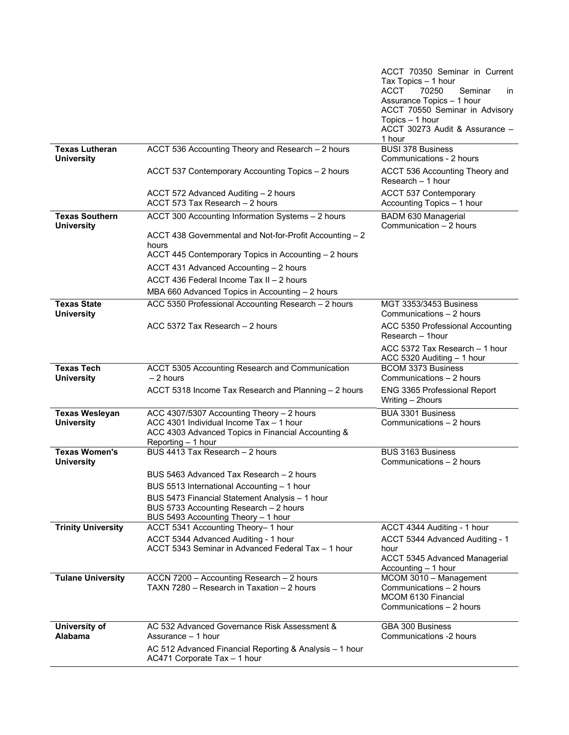| | | |
|---|---|---|
| | | ACCT 70350 Seminar in Current Tax Topics – 1 hour<br>ACCT 70250 Seminar in Assurance Topics – 1 hour<br>ACCT 70550 Seminar in Advisory Topics – 1 hour<br>ACCT 30273 Audit & Assurance – 1 hour |
| **Texas Lutheran University** | ACCT 536 Accounting Theory and Research – 2 hours<br>ACCT 537 Contemporary Accounting Topics – 2 hours<br>ACCT 572 Advanced Auditing – 2 hours<br>ACCT 573 Tax Research – 2 hours | BUSI 378 Business Communications - 2 hours<br>ACCT 536 Accounting Theory and Research – 1 hour<br>ACCT 537 Contemporary Accounting Topics – 1 hour |
| **Texas Southern University** | ACCT 300 Accounting Information Systems – 2 hours<br>ACCT 438 Governmental and Not-for-Profit Accounting – 2 hours<br>ACCT 445 Contemporary Topics in Accounting – 2 hours<br>ACCT 431 Advanced Accounting – 2 hours<br>ACCT 436 Federal Income Tax II – 2 hours<br>MBA 660 Advanced Topics in Accounting – 2 hours | BADM 630 Managerial Communication – 2 hours |
| **Texas State University** | ACC 5350 Professional Accounting Research – 2 hours<br>ACC 5372 Tax Research – 2 hours | MGT 3353/3453 Business Communications – 2 hours<br>ACC 5350 Professional Accounting Research – 1hour<br>ACC 5372 Tax Research – 1 hour<br>ACC 5320 Auditing – 1 hour |
| **Texas Tech University** | ACCT 5305 Accounting Research and Communication – 2 hours<br>ACCT 5318 Income Tax Research and Planning – 2 hours | BCOM 3373 Business Communications – 2 hours<br>ENG 3365 Professional Report Writing – 2hours |
| **Texas Wesleyan University** | ACC 4307/5307 Accounting Theory – 2 hours<br>ACC 4301 Individual Income Tax – 1 hour<br>ACC 4303 Advanced Topics in Financial Accounting & Reporting – 1 hour | BUA 3301 Business Communications – 2 hours |
| **Texas Women's University** | BUS 4413 Tax Research – 2 hours<br>BUS 5463 Advanced Tax Research – 2 hours<br>BUS 5513 International Accounting – 1 hour<br>BUS 5473 Financial Statement Analysis – 1 hour<br>BUS 5733 Accounting Research – 2 hours<br>BUS 5493 Accounting Theory – 1 hour | BUS 3163 Business Communications – 2 hours |
| **Trinity University** | ACCT 5341 Accounting Theory– 1 hour<br>ACCT 5344 Advanced Auditing - 1 hour<br>ACCT 5343 Seminar in Advanced Federal Tax – 1 hour | ACCT 4344 Auditing - 1 hour<br>ACCT 5344 Advanced Auditing - 1 hour<br>ACCT 5345 Advanced Managerial Accounting – 1 hour |
| **Tulane University** | ACCN 7200 – Accounting Research – 2 hours<br>TAXN 7280 – Research in Taxation – 2 hours | MCOM 3010 – Management Communications – 2 hours<br>MCOM 6130 Financial Communications – 2 hours |
| **University of Alabama** | AC 532 Advanced Governance Risk Assessment & Assurance – 1 hour<br>AC 512 Advanced Financial Reporting & Analysis – 1 hour<br>AC471 Corporate Tax – 1 hour | GBA 300 Business Communications -2 hours |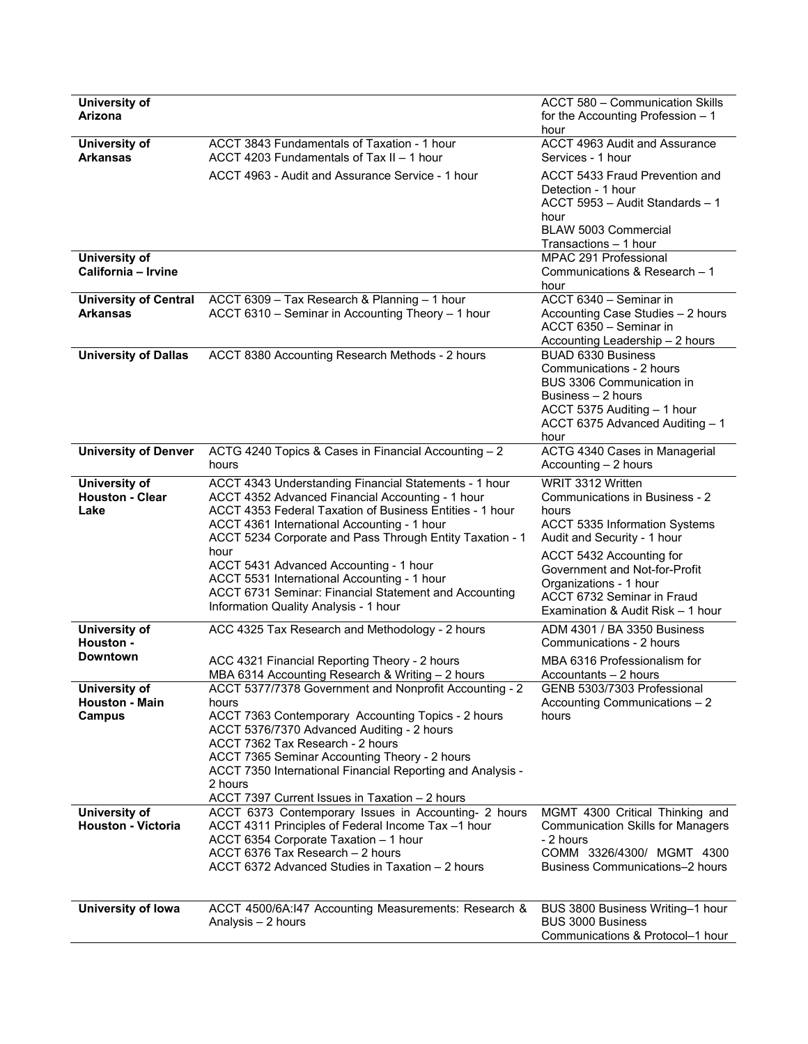| | | |
|---|---|---|
| **University of Arizona** | | ACCT 580 – Communication Skills for the Accounting Profession – 1 hour |
| **University of Arkansas** | ACCT 3843 Fundamentals of Taxation - 1 hour<br>ACCT 4203 Fundamentals of Tax II – 1 hour<br>ACCT 4963 - Audit and Assurance Service - 1 hour | ACCT 4963 Audit and Assurance Services - 1 hour<br>ACCT 5433 Fraud Prevention and Detection - 1 hour<br>ACCT 5953 – Audit Standards – 1 hour<br>BLAW 5003 Commercial Transactions – 1 hour |
| **University of California – Irvine** | | MPAC 291 Professional Communications & Research – 1 hour |
| **University of Central Arkansas** | ACCT 6309 – Tax Research & Planning – 1 hour<br>ACCT 6310 – Seminar in Accounting Theory – 1 hour | ACCT 6340 – Seminar in Accounting Case Studies – 2 hours<br>ACCT 6350 – Seminar in Accounting Leadership – 2 hours |
| **University of Dallas** | ACCT 8380 Accounting Research Methods - 2 hours | BUAD 6330 Business Communications - 2 hours<br>BUS 3306 Communication in Business – 2 hours<br>ACCT 5375 Auditing – 1 hour<br>ACCT 6375 Advanced Auditing – 1 hour |
| **University of Denver** | ACTG 4240 Topics & Cases in Financial Accounting – 2 hours | ACTG 4340 Cases in Managerial Accounting – 2 hours |
| **University of Houston - Clear Lake** | ACCT 4343 Understanding Financial Statements - 1 hour<br>ACCT 4352 Advanced Financial Accounting - 1 hour<br>ACCT 4353 Federal Taxation of Business Entities - 1 hour<br>ACCT 4361 International Accounting - 1 hour<br>ACCT 5234 Corporate and Pass Through Entity Taxation - 1 hour<br>ACCT 5431 Advanced Accounting - 1 hour<br>ACCT 5531 International Accounting - 1 hour<br>ACCT 6731 Seminar: Financial Statement and Accounting Information Quality Analysis - 1 hour | WRIT 3312 Written Communications in Business - 2 hours<br>ACCT 5335 Information Systems Audit and Security - 1 hour<br>ACCT 5432 Accounting for Government and Not-for-Profit Organizations - 1 hour<br>ACCT 6732 Seminar in Fraud Examination & Audit Risk – 1 hour |
| **University of Houston - Downtown** | ACC 4325 Tax Research and Methodology - 2 hours<br>ACC 4321 Financial Reporting Theory - 2 hours<br>MBA 6314 Accounting Research & Writing – 2 hours | ADM 4301 / BA 3350 Business Communications - 2 hours<br>MBA 6316 Professionalism for Accountants – 2 hours |
| **University of Houston - Main Campus** | ACCT 5377/7378 Government and Nonprofit Accounting - 2 hours<br>ACCT 7363 Contemporary Accounting Topics - 2 hours<br>ACCT 5376/7370 Advanced Auditing - 2 hours<br>ACCT 7362 Tax Research - 2 hours<br>ACCT 7365 Seminar Accounting Theory - 2 hours<br>ACCT 7350 International Financial Reporting and Analysis - 2 hours<br>ACCT 7397 Current Issues in Taxation – 2 hours | GENB 5303/7303 Professional Accounting Communications – 2 hours |
| **University of Houston - Victoria** | ACCT 6373 Contemporary Issues in Accounting- 2 hours<br>ACCT 4311 Principles of Federal Income Tax –1 hour<br>ACCT 6354 Corporate Taxation – 1 hour<br>ACCT 6376 Tax Research – 2 hours<br>ACCT 6372 Advanced Studies in Taxation – 2 hours | MGMT 4300 Critical Thinking and Communication Skills for Managers - 2 hours<br>COMM 3326/4300/ MGMT 4300 Business Communications–2 hours |
| **University of Iowa** | ACCT 4500/6A:I47 Accounting Measurements: Research & Analysis – 2 hours | BUS 3800 Business Writing–1 hour<br>BUS 3000 Business Communications & Protocol–1 hour |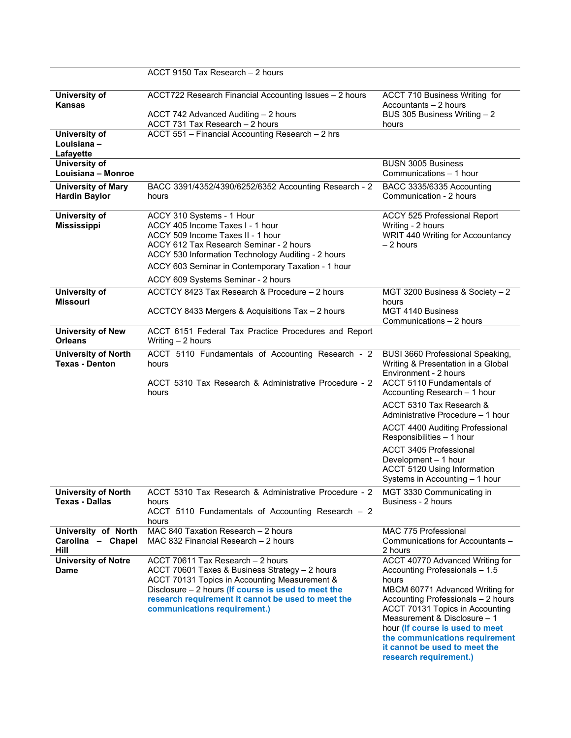| | | |
|---|---|---|
| | ACCT 9150 Tax Research – 2 hours | |
| **University of Kansas** | ACCT722 Research Financial Accounting Issues – 2 hours<br><br>ACCT 742 Advanced Auditing – 2 hours<br>ACCT 731 Tax Research – 2 hours | ACCT 710 Business Writing for Accountants – 2 hours<br>BUS 305 Business Writing – 2 hours |
| **University of Louisiana – Lafayette** | ACCT 551 – Financial Accounting Research – 2 hrs | |
| **University of Louisiana – Monroe** | | BUSN 3005 Business Communications – 1 hour |
| **University of Mary Hardin Baylor** | BACC 3391/4352/4390/6252/6352 Accounting Research - 2 hours | BACC 3335/6335 Accounting Communication - 2 hours |
| **University of Mississippi** | ACCY 310 Systems - 1 Hour<br>ACCY 405 Income Taxes I - 1 hour<br>ACCY 509 Income Taxes II - 1 hour<br>ACCY 612 Tax Research Seminar - 2 hours<br>ACCY 530 Information Technology Auditing - 2 hours<br>ACCY 603 Seminar in Contemporary Taxation - 1 hour<br>ACCY 609 Systems Seminar - 2 hours | ACCY 525 Professional Report Writing - 2 hours<br>WRIT 440 Writing for Accountancy – 2 hours |
| **University of Missouri** | ACCTCY 8423 Tax Research & Procedure – 2 hours<br><br>ACCTCY 8433 Mergers & Acquisitions Tax – 2 hours | MGT 3200 Business & Society – 2 hours<br>MGT 4140 Business Communications – 2 hours |
| **University of New Orleans** | ACCT 6151 Federal Tax Practice Procedures and Report Writing – 2 hours | |
| **University of North Texas - Denton** | ACCT 5110 Fundamentals of Accounting Research - 2 hours<br><br>ACCT 5310 Tax Research & Administrative Procedure - 2 hours | BUSI 3660 Professional Speaking, Writing & Presentation in a Global Environment - 2 hours<br>ACCT 5110 Fundamentals of Accounting Research – 1 hour<br>ACCT 5310 Tax Research & Administrative Procedure – 1 hour<br>ACCT 4400 Auditing Professional Responsibilities – 1 hour<br>ACCT 3405 Professional Development – 1 hour<br>ACCT 5120 Using Information Systems in Accounting – 1 hour |
| **University of North Texas - Dallas** | ACCT 5310 Tax Research & Administrative Procedure - 2 hours<br>ACCT 5110 Fundamentals of Accounting Research – 2 hours | MGT 3330 Communicating in Business - 2 hours |
| **University of North Carolina – Chapel Hill** | MAC 840 Taxation Research – 2 hours<br>MAC 832 Financial Research – 2 hours | MAC 775 Professional Communications for Accountants – 2 hours |
| **University of Notre Dame** | ACCT 70611 Tax Research – 2 hours<br>ACCT 70601 Taxes & Business Strategy – 2 hours<br>ACCT 70131 Topics in Accounting Measurement & Disclosure – 2 hours **(If course is used to meet the research requirement it cannot be used to meet the communications requirement.)** | ACCT 40770 Advanced Writing for Accounting Professionals – 1.5 hours<br>MBCM 60771 Advanced Writing for Accounting Professionals – 2 hours<br>ACCT 70131 Topics in Accounting Measurement & Disclosure – 1 hour **(If course is used to meet the communications requirement it cannot be used to meet the research requirement.)** |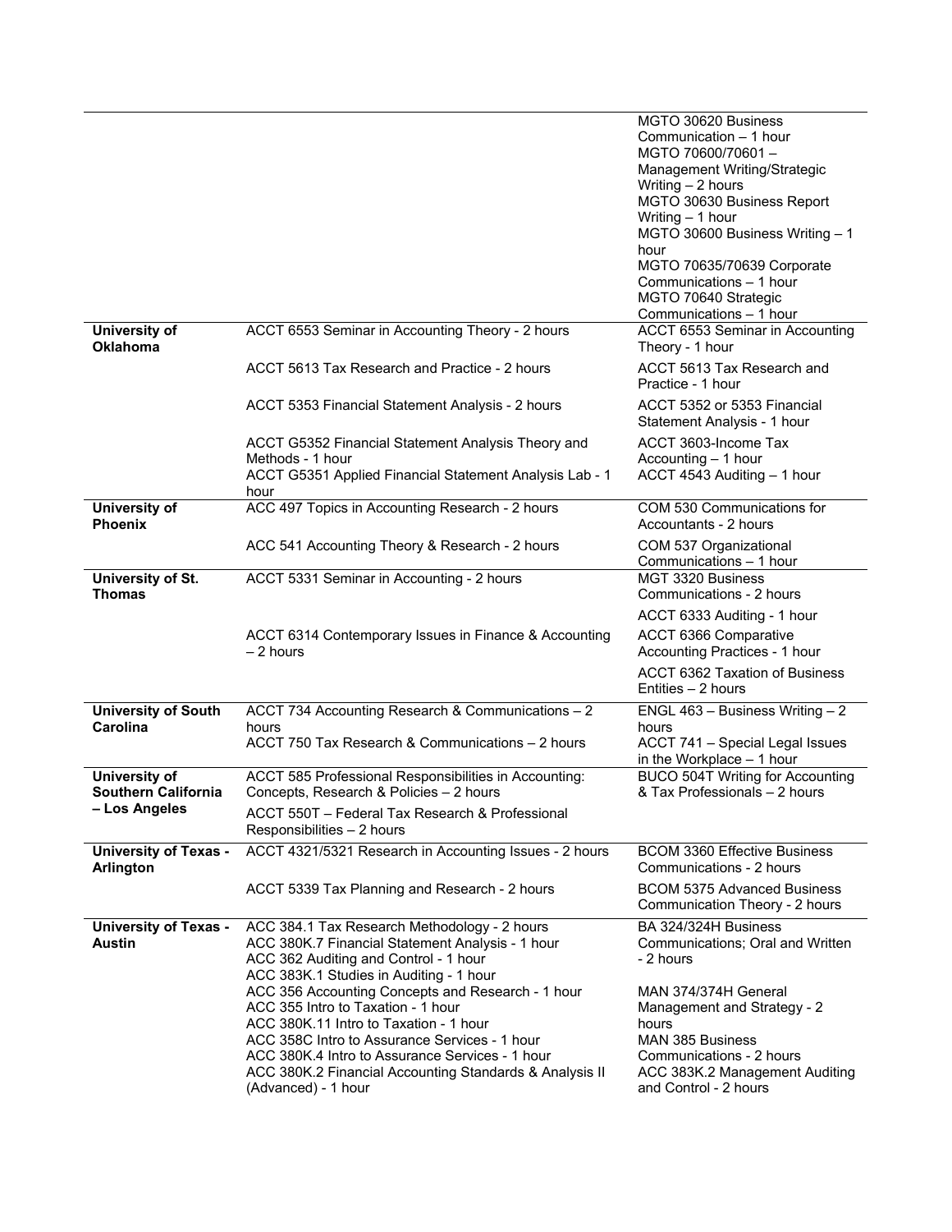| | | |
|---|---|---|
| | | MGTO 30620 Business Communication – 1 hour<br>MGTO 70600/70601 – Management Writing/Strategic Writing – 2 hours<br>MGTO 30630 Business Report Writing – 1 hour<br>MGTO 30600 Business Writing – 1 hour<br>MGTO 70635/70639 Corporate Communications – 1 hour<br>MGTO 70640 Strategic Communications – 1 hour |
| **University of Oklahoma** | ACCT 6553 Seminar in Accounting Theory - 2 hours | ACCT 6553 Seminar in Accounting Theory - 1 hour |
| | ACCT 5613 Tax Research and Practice - 2 hours | ACCT 5613 Tax Research and Practice - 1 hour |
| | ACCT 5353 Financial Statement Analysis - 2 hours | ACCT 5352 or 5353 Financial Statement Analysis - 1 hour |
| | ACCT G5352 Financial Statement Analysis Theory and Methods - 1 hour<br>ACCT G5351 Applied Financial Statement Analysis Lab - 1 hour | ACCT 3603-Income Tax Accounting – 1 hour<br>ACCT 4543 Auditing – 1 hour |
| **University of Phoenix** | ACC 497 Topics in Accounting Research - 2 hours | COM 530 Communications for Accountants - 2 hours |
| | ACC 541 Accounting Theory & Research - 2 hours | COM 537 Organizational Communications – 1 hour |
| **University of St. Thomas** | ACCT 5331 Seminar in Accounting - 2 hours | MGT 3320 Business Communications - 2 hours |
| | | ACCT 6333 Auditing - 1 hour |
| | ACCT 6314 Contemporary Issues in Finance & Accounting – 2 hours | ACCT 6366 Comparative Accounting Practices - 1 hour |
| | | ACCT 6362 Taxation of Business Entities – 2 hours |
| **University of South Carolina** | ACCT 734 Accounting Research & Communications – 2 hours<br>ACCT 750 Tax Research & Communications – 2 hours | ENGL 463 – Business Writing – 2 hours<br>ACCT 741 – Special Legal Issues in the Workplace – 1 hour |
| **University of Southern California – Los Angeles** | ACCT 585 Professional Responsibilities in Accounting: Concepts, Research & Policies – 2 hours | BUCO 504T Writing for Accounting & Tax Professionals – 2 hours |
| | ACCT 550T – Federal Tax Research & Professional Responsibilities – 2 hours | |
| **University of Texas - Arlington** | ACCT 4321/5321 Research in Accounting Issues - 2 hours | BCOM 3360 Effective Business Communications - 2 hours |
| | ACCT 5339 Tax Planning and Research - 2 hours | BCOM 5375 Advanced Business Communication Theory - 2 hours |
| **University of Texas - Austin** | ACC 384.1 Tax Research Methodology - 2 hours<br>ACC 380K.7 Financial Statement Analysis - 1 hour<br>ACC 362 Auditing and Control - 1 hour<br>ACC 383K.1 Studies in Auditing - 1 hour<br>ACC 356 Accounting Concepts and Research - 1 hour<br>ACC 355 Intro to Taxation - 1 hour<br>ACC 380K.11 Intro to Taxation - 1 hour<br>ACC 358C Intro to Assurance Services - 1 hour<br>ACC 380K.4 Intro to Assurance Services - 1 hour<br>ACC 380K.2 Financial Accounting Standards & Analysis II (Advanced) - 1 hour | BA 324/324H Business Communications; Oral and Written - 2 hours<br><br>MAN 374/374H General Management and Strategy - 2 hours<br>MAN 385 Business Communications - 2 hours<br>ACC 383K.2 Management Auditing and Control - 2 hours |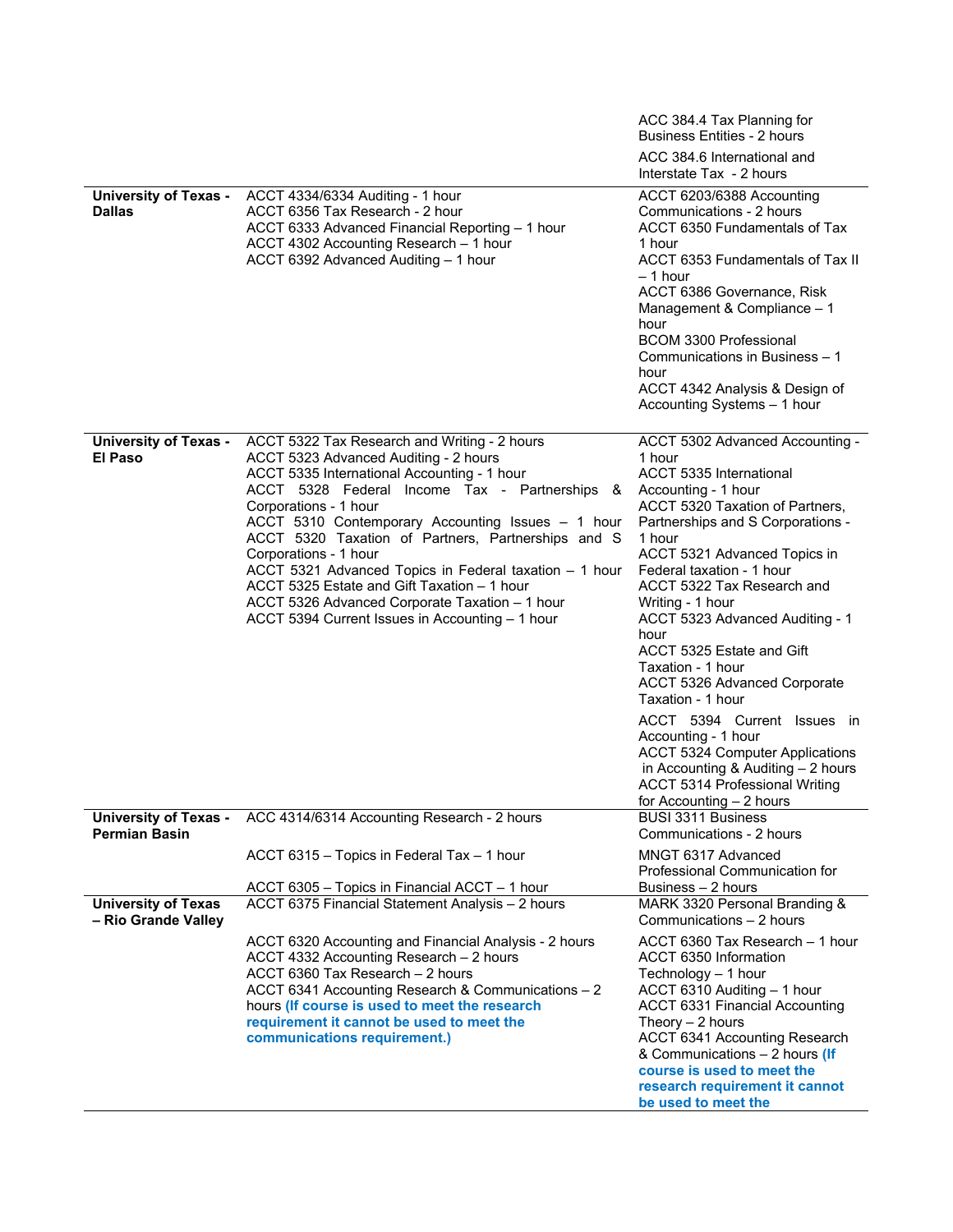| | | |
|---|---|---|
| | | ACC 384.4 Tax Planning for Business Entities - 2 hours<br>ACC 384.6 International and Interstate Tax - 2 hours |
| **University of Texas - Dallas** | ACCT 4334/6334 Auditing - 1 hour<br>ACCT 6356 Tax Research - 2 hour<br>ACCT 6333 Advanced Financial Reporting – 1 hour<br>ACCT 4302 Accounting Research – 1 hour<br>ACCT 6392 Advanced Auditing – 1 hour | ACCT 6203/6388 Accounting Communications - 2 hours<br>ACCT 6350 Fundamentals of Tax 1 hour<br>ACCT 6353 Fundamentals of Tax II – 1 hour<br>ACCT 6386 Governance, Risk Management & Compliance – 1 hour<br>BCOM 3300 Professional Communications in Business – 1 hour<br>ACCT 4342 Analysis & Design of Accounting Systems – 1 hour |
| **University of Texas - El Paso** | ACCT 5322 Tax Research and Writing - 2 hours<br>ACCT 5323 Advanced Auditing - 2 hours<br>ACCT 5335 International Accounting - 1 hour<br>ACCT 5328 Federal Income Tax - Partnerships & Corporations - 1 hour<br>ACCT 5310 Contemporary Accounting Issues – 1 hour<br>ACCT 5320 Taxation of Partners, Partnerships and S Corporations - 1 hour<br>ACCT 5321 Advanced Topics in Federal taxation – 1 hour<br>ACCT 5325 Estate and Gift Taxation – 1 hour<br>ACCT 5326 Advanced Corporate Taxation – 1 hour<br>ACCT 5394 Current Issues in Accounting – 1 hour | ACCT 5302 Advanced Accounting - 1 hour<br>ACCT 5335 International Accounting - 1 hour<br>ACCT 5320 Taxation of Partners, Partnerships and S Corporations - 1 hour<br>ACCT 5321 Advanced Topics in Federal taxation - 1 hour<br>ACCT 5322 Tax Research and Writing - 1 hour<br>ACCT 5323 Advanced Auditing - 1 hour<br>ACCT 5325 Estate and Gift Taxation - 1 hour<br>ACCT 5326 Advanced Corporate Taxation - 1 hour<br>ACCT 5394 Current Issues in Accounting - 1 hour<br>ACCT 5324 Computer Applications in Accounting & Auditing – 2 hours<br>ACCT 5314 Professional Writing for Accounting – 2 hours |
| **University of Texas - Permian Basin** | ACC 4314/6314 Accounting Research - 2 hours<br>ACCT 6315 – Topics in Federal Tax – 1 hour<br>ACCT 6305 – Topics in Financial ACCT – 1 hour | BUSI 3311 Business Communications - 2 hours<br>MNGT 6317 Advanced Professional Communication for Business – 2 hours |
| **University of Texas – Rio Grande Valley** | ACCT 6375 Financial Statement Analysis – 2 hours<br>ACCT 6320 Accounting and Financial Analysis - 2 hours<br>ACCT 4332 Accounting Research – 2 hours<br>ACCT 6360 Tax Research – 2 hours<br>ACCT 6341 Accounting Research & Communications – 2 hours **(If course is used to meet the research requirement it cannot be used to meet the communications requirement.)** | MARK 3320 Personal Branding & Communications – 2 hours<br>ACCT 6360 Tax Research – 1 hour<br>ACCT 6350 Information Technology – 1 hour<br>ACCT 6310 Auditing – 1 hour<br>ACCT 6331 Financial Accounting Theory – 2 hours<br>ACCT 6341 Accounting Research & Communications – 2 hours **(If course is used to meet the research requirement it cannot be used to meet the** |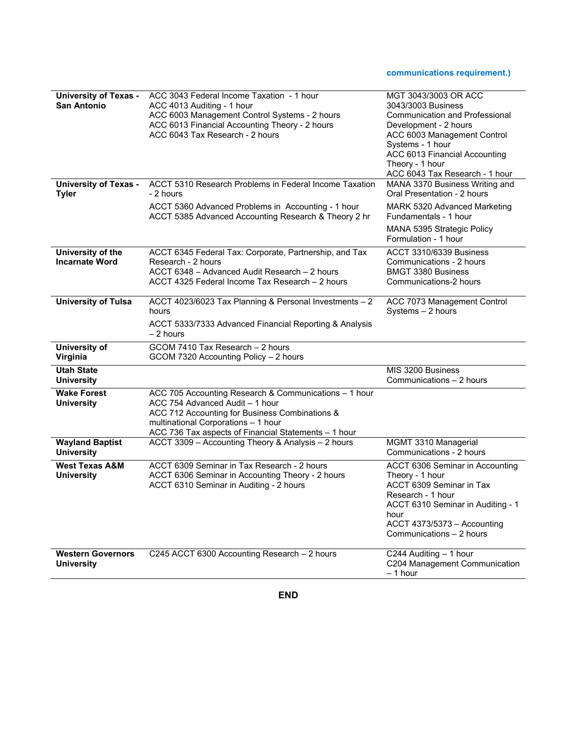communications requirement.)

| | | |
|---|---|---|
| **University of Texas - San Antonio** | ACC 3043 Federal Income Taxation - 1 hour<br>ACC 4013 Auditing - 1 hour<br>ACC 6003 Management Control Systems - 2 hours<br>ACC 6013 Financial Accounting Theory - 2 hours<br>ACC 6043 Tax Research - 2 hours | MGT 3043/3003 OR ACC 3043/3003 Business Communication and Professional Development - 2 hours<br>ACC 6003 Management Control Systems - 1 hour<br>ACC 6013 Financial Accounting Theory - 1 hour<br>ACC 6043 Tax Research - 1 hour |
| **University of Texas - Tyler** | ACCT 5310 Research Problems in Federal Income Taxation - 2 hours<br>ACCT 5360 Advanced Problems in Accounting - 1 hour<br>ACCT 5385 Advanced Accounting Research & Theory 2 hr | MANA 3370 Business Writing and Oral Presentation - 2 hours<br>MARK 5320 Advanced Marketing Fundamentals - 1 hour<br>MANA 5395 Strategic Policy Formulation - 1 hour |
| **University of the Incarnate Word** | ACCT 6345 Federal Tax: Corporate, Partnership, and Tax Research - 2 hours<br>ACCT 6348 – Advanced Audit Research – 2 hours<br>ACCT 4325 Federal Income Tax Research – 2 hours | ACCT 3310/6339 Business Communications - 2 hours<br>BMGT 3380 Business Communications-2 hours |
| **University of Tulsa** | ACCT 4023/6023 Tax Planning & Personal Investments – 2 hours<br>ACCT 5333/7333 Advanced Financial Reporting & Analysis – 2 hours | ACC 7073 Management Control Systems – 2 hours |
| **University of Virginia** | GCOM 7410 Tax Research – 2 hours<br>GCOM 7320 Accounting Policy – 2 hours | |
| **Utah State University** | | MIS 3200 Business Communications – 2 hours |
| **Wake Forest University** | ACC 705 Accounting Research & Communications – 1 hour<br>ACC 754 Advanced Audit – 1 hour<br>ACC 712 Accounting for Business Combinations & multinational Corporations – 1 hour<br>ACC 736 Tax aspects of Financial Statements – 1 hour | |
| **Wayland Baptist University** | ACCT 3309 – Accounting Theory & Analysis – 2 hours | MGMT 3310 Managerial Communications - 2 hours |
| **West Texas A&M University** | ACCT 6309 Seminar in Tax Research - 2 hours<br>ACCT 6306 Seminar in Accounting Theory - 2 hours<br>ACCT 6310 Seminar in Auditing - 2 hours | ACCT 6306 Seminar in Accounting Theory - 1 hour<br>ACCT 6309 Seminar in Tax Research - 1 hour<br>ACCT 6310 Seminar in Auditing - 1 hour<br>ACCT 4373/5373 – Accounting Communications – 2 hours |
| **Western Governors University** | C245 ACCT 6300 Accounting Research – 2 hours | C244 Auditing – 1 hour<br>C204 Management Communication – 1 hour |

**END**